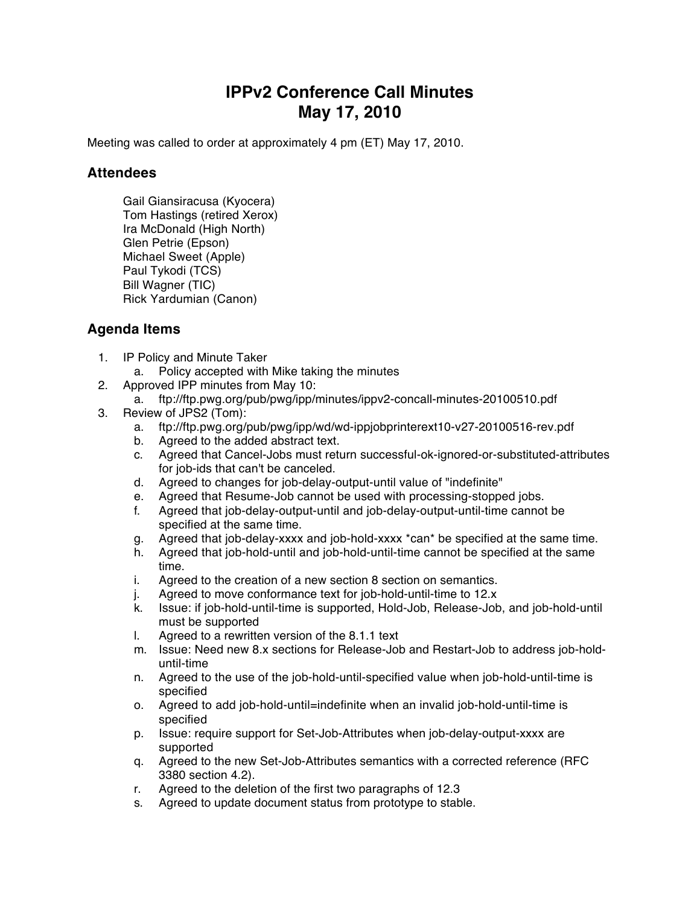# IPPv2 Conference Call Minutes
# May 17, 2010

Meeting was called to order at approximately 4 pm (ET) May 17, 2010.

## Attendees

Gail Giansiracusa (Kyocera)
Tom Hastings (retired Xerox)
Ira McDonald (High North)
Glen Petrie (Epson)
Michael Sweet (Apple)
Paul Tykodi (TCS)
Bill Wagner (TIC)
Rick Yardumian (Canon)

## Agenda Items

1. IP Policy and Minute Taker
   a. Policy accepted with Mike taking the minutes
2. Approved IPP minutes from May 10:
   a. ftp://ftp.pwg.org/pub/pwg/ipp/minutes/ippv2-concall-minutes-20100510.pdf
3. Review of JPS2 (Tom):
   a. ftp://ftp.pwg.org/pub/pwg/ipp/wd/wd-ippjobprinterext10-v27-20100516-rev.pdf
   b. Agreed to the added abstract text.
   c. Agreed that Cancel-Jobs must return successful-ok-ignored-or-substituted-attributes for job-ids that can't be canceled.
   d. Agreed to changes for job-delay-output-until value of "indefinite"
   e. Agreed that Resume-Job cannot be used with processing-stopped jobs.
   f. Agreed that job-delay-output-until and job-delay-output-until-time cannot be specified at the same time.
   g. Agreed that job-delay-xxxx and job-hold-xxxx *can* be specified at the same time.
   h. Agreed that job-hold-until and job-hold-until-time cannot be specified at the same time.
   i. Agreed to the creation of a new section 8 section on semantics.
   j. Agreed to move conformance text for job-hold-until-time to 12.x
   k. Issue: if job-hold-until-time is supported, Hold-Job, Release-Job, and job-hold-until must be supported
   l. Agreed to a rewritten version of the 8.1.1 text
   m. Issue: Need new 8.x sections for Release-Job and Restart-Job to address job-hold-until-time
   n. Agreed to the use of the job-hold-until-specified value when job-hold-until-time is specified
   o. Agreed to add job-hold-until=indefinite when an invalid job-hold-until-time is specified
   p. Issue: require support for Set-Job-Attributes when job-delay-output-xxxx are supported
   q. Agreed to the new Set-Job-Attributes semantics with a corrected reference (RFC 3380 section 4.2).
   r. Agreed to the deletion of the first two paragraphs of 12.3
   s. Agreed to update document status from prototype to stable.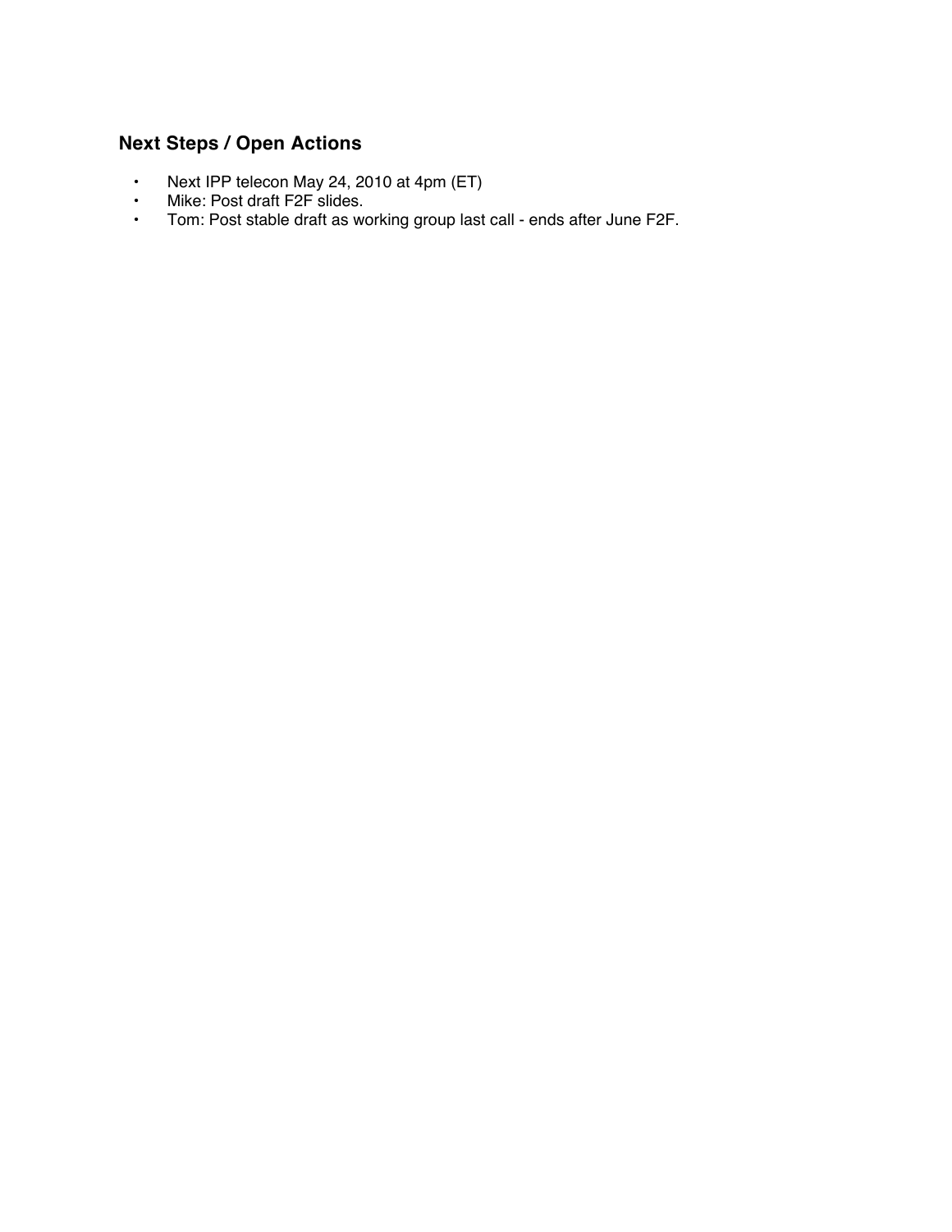## Next Steps / Open Actions

- Next IPP telecon May 24, 2010 at 4pm (ET)
- Mike: Post draft F2F slides.
- Tom: Post stable draft as working group last call - ends after June F2F.